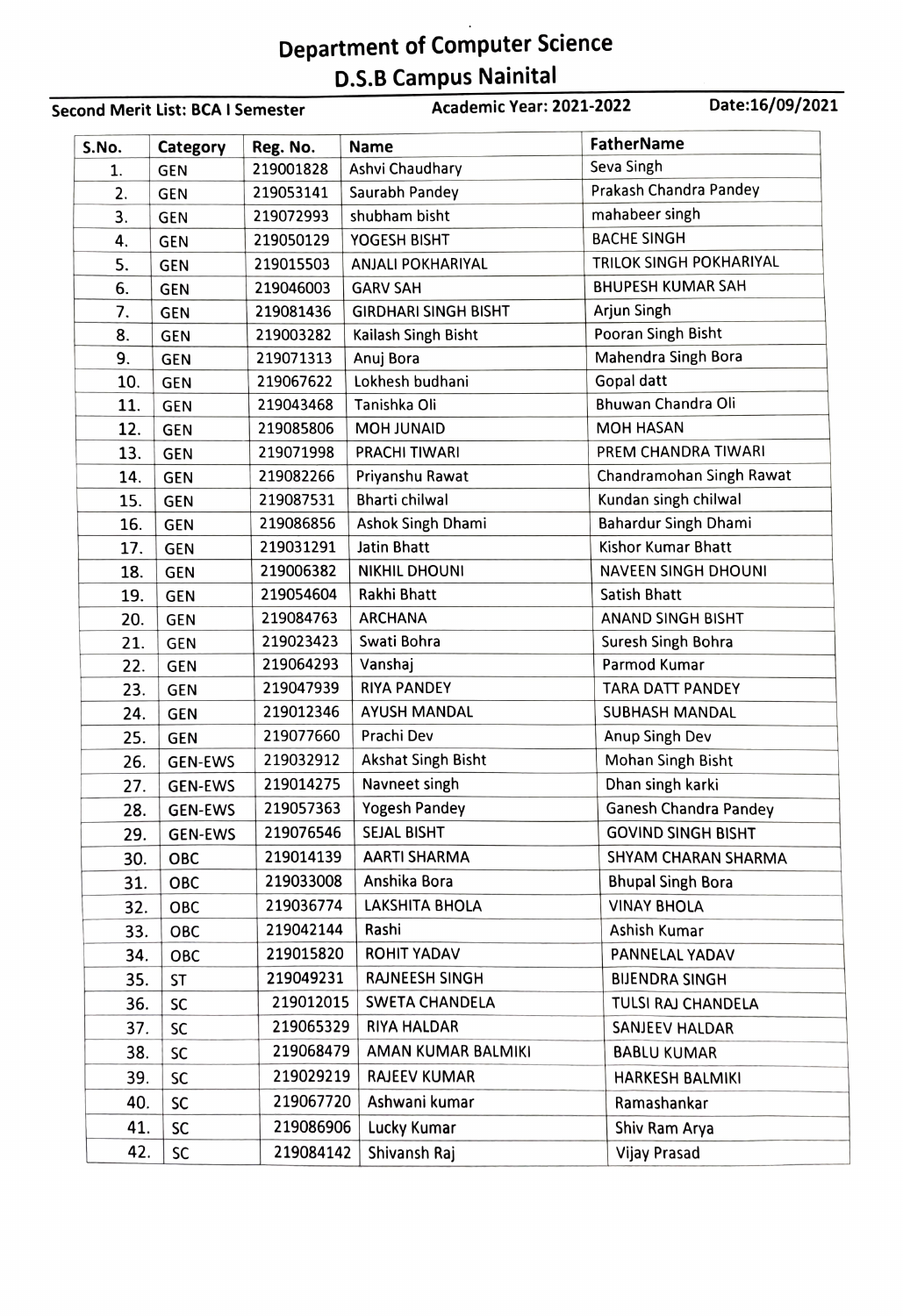# Department of Computer Science

## D.S.B Campus Nainital

**Second Merit List: BCA I Semester** **Academic Year: 2021-2022** **Date:16/09/2021**

| S.No. | Category | Reg. No. | Name | FatherName |
|---|---|---|---|---|
| 1. | GEN | 219001828 | Ashvi Chaudhary | Seva Singh |
| 2. | GEN | 219053141 | Saurabh Pandey | Prakash Chandra Pandey |
| 3. | GEN | 219072993 | shubham bisht | mahabeer singh |
| 4. | GEN | 219050129 | YOGESH BISHT | BACHE SINGH |
| 5. | GEN | 219015503 | ANJALI POKHARIYAL | TRILOK SINGH POKHARIYAL |
| 6. | GEN | 219046003 | GARV SAH | BHUPESH KUMAR SAH |
| 7. | GEN | 219081436 | GIRDHARI SINGH BISHT | Arjun Singh |
| 8. | GEN | 219003282 | Kailash Singh Bisht | Pooran Singh Bisht |
| 9. | GEN | 219071313 | Anuj Bora | Mahendra Singh Bora |
| 10. | GEN | 219067622 | Lokhesh budhani | Gopal datt |
| 11. | GEN | 219043468 | Tanishka Oli | Bhuwan Chandra Oli |
| 12. | GEN | 219085806 | MOH JUNAID | MOH HASAN |
| 13. | GEN | 219071998 | PRACHI TIWARI | PREM CHANDRA TIWARI |
| 14. | GEN | 219082266 | Priyanshu Rawat | Chandramohan Singh Rawat |
| 15. | GEN | 219087531 | Bharti chilwal | Kundan singh chilwal |
| 16. | GEN | 219086856 | Ashok Singh Dhami | Bahardur Singh Dhami |
| 17. | GEN | 219031291 | Jatin Bhatt | Kishor Kumar Bhatt |
| 18. | GEN | 219006382 | NIKHIL DHOUNI | NAVEEN SINGH DHOUNI |
| 19. | GEN | 219054604 | Rakhi Bhatt | Satish Bhatt |
| 20. | GEN | 219084763 | ARCHANA | ANAND SINGH BISHT |
| 21. | GEN | 219023423 | Swati Bohra | Suresh Singh Bohra |
| 22. | GEN | 219064293 | Vanshaj | Parmod Kumar |
| 23. | GEN | 219047939 | RIYA PANDEY | TARA DATT PANDEY |
| 24. | GEN | 219012346 | AYUSH MANDAL | SUBHASH MANDAL |
| 25. | GEN | 219077660 | Prachi Dev | Anup Singh Dev |
| 26. | GEN-EWS | 219032912 | Akshat Singh Bisht | Mohan Singh Bisht |
| 27. | GEN-EWS | 219014275 | Navneet singh | Dhan singh karki |
| 28. | GEN-EWS | 219057363 | Yogesh Pandey | Ganesh Chandra Pandey |
| 29. | GEN-EWS | 219076546 | SEJAL BISHT | GOVIND SINGH BISHT |
| 30. | OBC | 219014139 | AARTI SHARMA | SHYAM CHARAN SHARMA |
| 31. | OBC | 219033008 | Anshika Bora | Bhupal Singh Bora |
| 32. | OBC | 219036774 | LAKSHITA BHOLA | VINAY BHOLA |
| 33. | OBC | 219042144 | Rashi | Ashish Kumar |
| 34. | OBC | 219015820 | ROHIT YADAV | PANNELAL YADAV |
| 35. | ST | 219049231 | RAJNEESH SINGH | BIJENDRA SINGH |
| 36. | SC | 219012015 | SWETA CHANDELA | TULSI RAJ CHANDELA |
| 37. | SC | 219065329 | RIYA HALDAR | SANJEEV HALDAR |
| 38. | SC | 219068479 | AMAN KUMAR BALMIKI | BABLU KUMAR |
| 39. | SC | 219029219 | RAJEEV KUMAR | HARKESH BALMIKI |
| 40. | SC | 219067720 | Ashwani kumar | Ramashankar |
| 41. | SC | 219086906 | Lucky Kumar | Shiv Ram Arya |
| 42. | SC | 219084142 | Shivansh Raj | Vijay Prasad |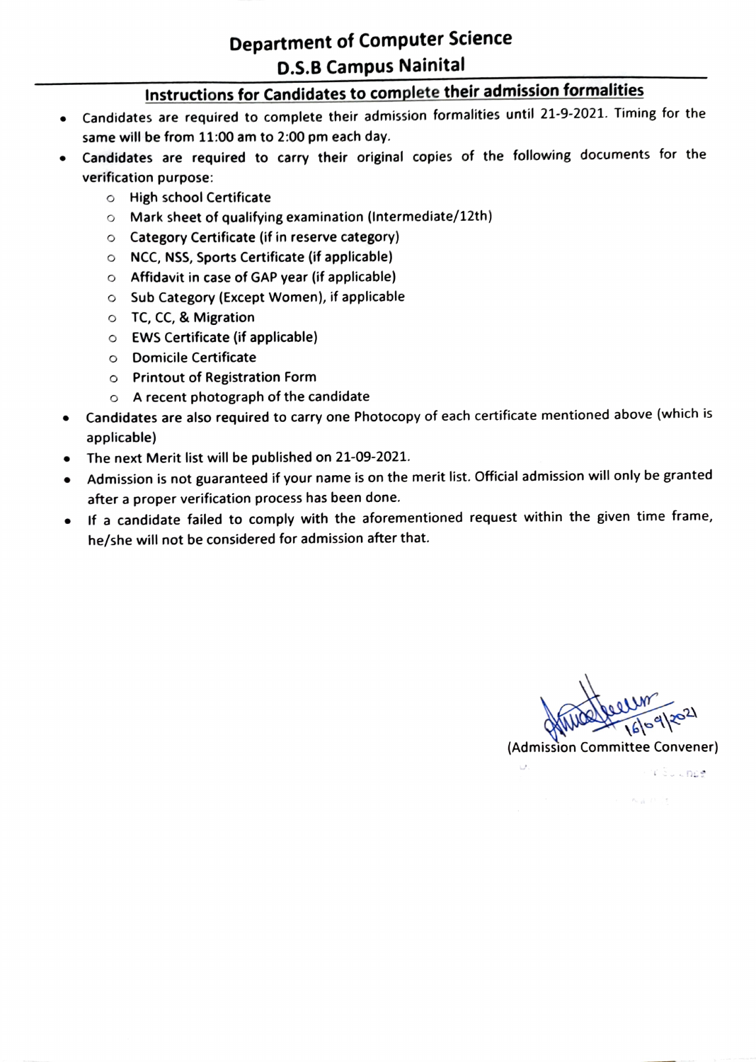# Department of Computer Science
## D.S.B Campus Nainital

### Instructions for Candidates to complete their admission formalities

- Candidates are required to complete their admission formalities until 21-9-2021. Timing for the same will be from 11:00 am to 2:00 pm each day.
- Candidates are required to carry their original copies of the following documents for the verification purpose:
  - High school Certificate
  - Mark sheet of qualifying examination (Intermediate/12th)
  - Category Certificate (if in reserve category)
  - NCC, NSS, Sports Certificate (if applicable)
  - Affidavit in case of GAP year (if applicable)
  - Sub Category (Except Women), if applicable
  - TC, CC, & Migration
  - EWS Certificate (if applicable)
  - Domicile Certificate
  - Printout of Registration Form
  - A recent photograph of the candidate
- Candidates are also required to carry one Photocopy of each certificate mentioned above (which is applicable)
- The next Merit list will be published on 21-09-2021.
- Admission is not guaranteed if your name is on the merit list. Official admission will only be granted after a proper verification process has been done.
- If a candidate failed to comply with the aforementioned request within the given time frame, he/she will not be considered for admission after that.

16/09/2021

(Admission Committee Convener)